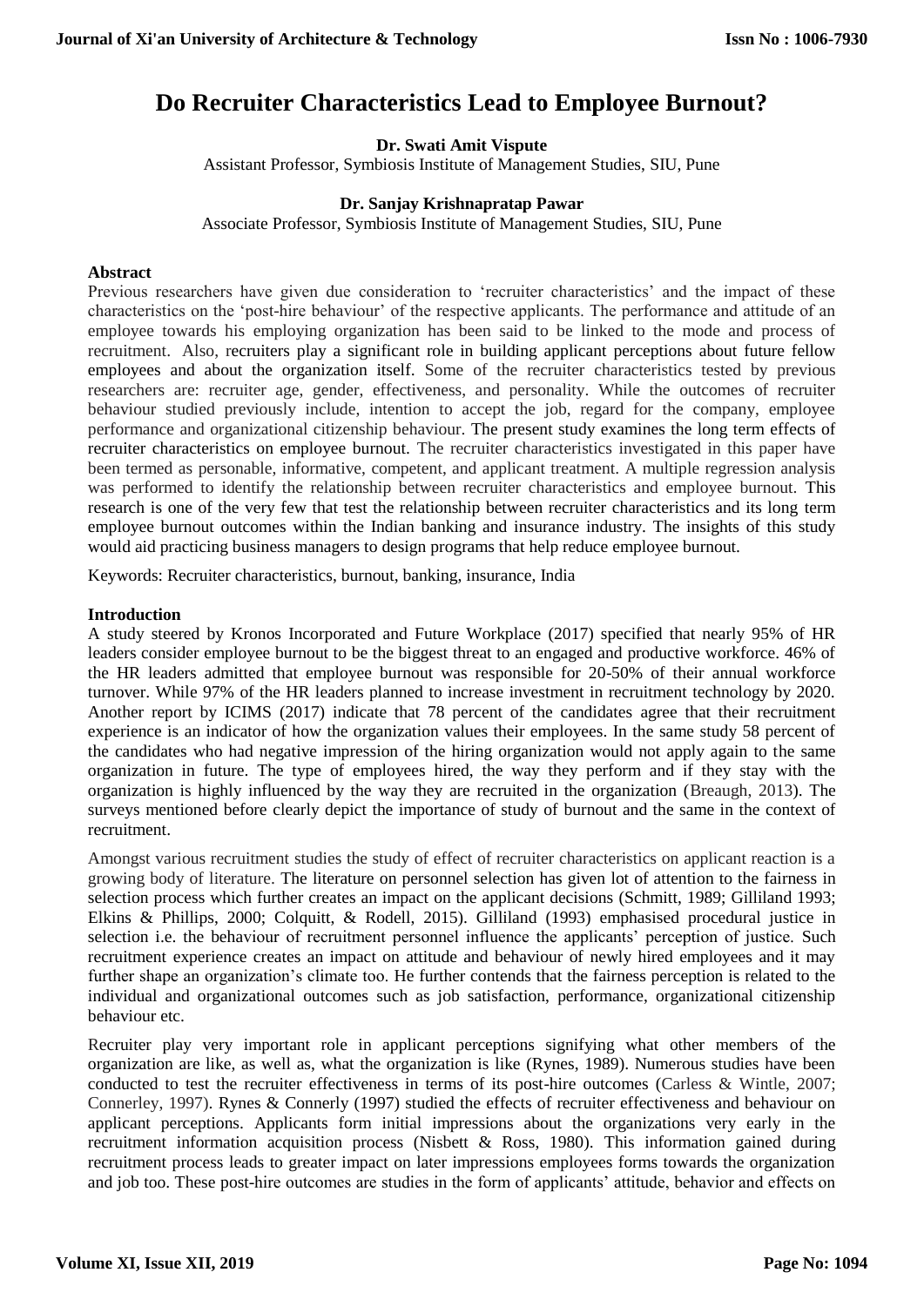# Do Recruiter Characteristics Lead to Employee Burnout?

**Dr. Swati Amit Vispute**

Assistant Professor, Symbiosis Institute of Management Studies, SIU, Pune

**Dr. Sanjay Krishnapratap Pawar**

Associate Professor, Symbiosis Institute of Management Studies, SIU, Pune

## Abstract

Previous researchers have given due consideration to 'recruiter characteristics' and the impact of these characteristics on the 'post-hire behaviour' of the respective applicants. The performance and attitude of an employee towards his employing organization has been said to be linked to the mode and process of recruitment. Also, recruiters play a significant role in building applicant perceptions about future fellow employees and about the organization itself. Some of the recruiter characteristics tested by previous researchers are: recruiter age, gender, effectiveness, and personality. While the outcomes of recruiter behaviour studied previously include, intention to accept the job, regard for the company, employee performance and organizational citizenship behaviour. The present study examines the long term effects of recruiter characteristics on employee burnout. The recruiter characteristics investigated in this paper have been termed as personable, informative, competent, and applicant treatment. A multiple regression analysis was performed to identify the relationship between recruiter characteristics and employee burnout. This research is one of the very few that test the relationship between recruiter characteristics and its long term employee burnout outcomes within the Indian banking and insurance industry. The insights of this study would aid practicing business managers to design programs that help reduce employee burnout.

Keywords: Recruiter characteristics, burnout, banking, insurance, India

## Introduction

A study steered by Kronos Incorporated and Future Workplace (2017) specified that nearly 95% of HR leaders consider employee burnout to be the biggest threat to an engaged and productive workforce. 46% of the HR leaders admitted that employee burnout was responsible for 20-50% of their annual workforce turnover. While 97% of the HR leaders planned to increase investment in recruitment technology by 2020. Another report by ICIMS (2017) indicate that 78 percent of the candidates agree that their recruitment experience is an indicator of how the organization values their employees. In the same study 58 percent of the candidates who had negative impression of the hiring organization would not apply again to the same organization in future. The type of employees hired, the way they perform and if they stay with the organization is highly influenced by the way they are recruited in the organization (Breaugh, 2013). The surveys mentioned before clearly depict the importance of study of burnout and the same in the context of recruitment.

Amongst various recruitment studies the study of effect of recruiter characteristics on applicant reaction is a growing body of literature. The literature on personnel selection has given lot of attention to the fairness in selection process which further creates an impact on the applicant decisions (Schmitt, 1989; Gilliland 1993; Elkins & Phillips, 2000; Colquitt, & Rodell, 2015). Gilliland (1993) emphasised procedural justice in selection i.e. the behaviour of recruitment personnel influence the applicants' perception of justice. Such recruitment experience creates an impact on attitude and behaviour of newly hired employees and it may further shape an organization's climate too. He further contends that the fairness perception is related to the individual and organizational outcomes such as job satisfaction, performance, organizational citizenship behaviour etc.

Recruiter play very important role in applicant perceptions signifying what other members of the organization are like, as well as, what the organization is like (Rynes, 1989). Numerous studies have been conducted to test the recruiter effectiveness in terms of its post-hire outcomes (Carless & Wintle, 2007; Connerley, 1997). Rynes & Connerly (1997) studied the effects of recruiter effectiveness and behaviour on applicant perceptions. Applicants form initial impressions about the organizations very early in the recruitment information acquisition process (Nisbett & Ross, 1980). This information gained during recruitment process leads to greater impact on later impressions employees forms towards the organization and job too. These post-hire outcomes are studies in the form of applicants' attitude, behavior and effects on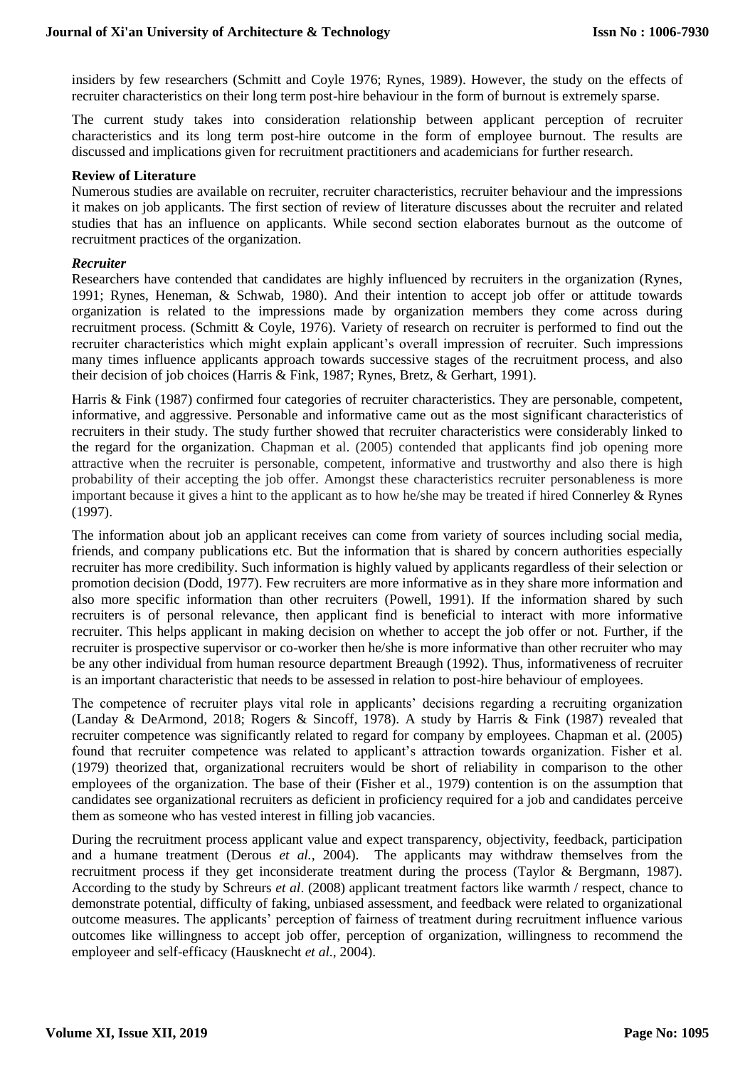insiders by few researchers (Schmitt and Coyle 1976; Rynes, 1989). However, the study on the effects of recruiter characteristics on their long term post-hire behaviour in the form of burnout is extremely sparse.

The current study takes into consideration relationship between applicant perception of recruiter characteristics and its long term post-hire outcome in the form of employee burnout. The results are discussed and implications given for recruitment practitioners and academicians for further research.

**Review of Literature**

Numerous studies are available on recruiter, recruiter characteristics, recruiter behaviour and the impressions it makes on job applicants. The first section of review of literature discusses about the recruiter and related studies that has an influence on applicants. While second section elaborates burnout as the outcome of recruitment practices of the organization.

***Recruiter***

Researchers have contended that candidates are highly influenced by recruiters in the organization (Rynes, 1991; Rynes, Heneman, & Schwab, 1980). And their intention to accept job offer or attitude towards organization is related to the impressions made by organization members they come across during recruitment process. (Schmitt & Coyle, 1976). Variety of research on recruiter is performed to find out the recruiter characteristics which might explain applicant's overall impression of recruiter. Such impressions many times influence applicants approach towards successive stages of the recruitment process, and also their decision of job choices (Harris & Fink, 1987; Rynes, Bretz, & Gerhart, 1991).

Harris & Fink (1987) confirmed four categories of recruiter characteristics. They are personable, competent, informative, and aggressive. Personable and informative came out as the most significant characteristics of recruiters in their study. The study further showed that recruiter characteristics were considerably linked to the regard for the organization. Chapman et al. (2005) contended that applicants find job opening more attractive when the recruiter is personable, competent, informative and trustworthy and also there is high probability of their accepting the job offer. Amongst these characteristics recruiter personableness is more important because it gives a hint to the applicant as to how he/she may be treated if hired Connerley & Rynes (1997).

The information about job an applicant receives can come from variety of sources including social media, friends, and company publications etc. But the information that is shared by concern authorities especially recruiter has more credibility. Such information is highly valued by applicants regardless of their selection or promotion decision (Dodd, 1977). Few recruiters are more informative as in they share more information and also more specific information than other recruiters (Powell, 1991). If the information shared by such recruiters is of personal relevance, then applicant find is beneficial to interact with more informative recruiter. This helps applicant in making decision on whether to accept the job offer or not. Further, if the recruiter is prospective supervisor or co-worker then he/she is more informative than other recruiter who may be any other individual from human resource department Breaugh (1992). Thus, informativeness of recruiter is an important characteristic that needs to be assessed in relation to post-hire behaviour of employees.

The competence of recruiter plays vital role in applicants' decisions regarding a recruiting organization (Landay & DeArmond, 2018; Rogers & Sincoff, 1978). A study by Harris & Fink (1987) revealed that recruiter competence was significantly related to regard for company by employees. Chapman et al. (2005) found that recruiter competence was related to applicant's attraction towards organization. Fisher et al. (1979) theorized that, organizational recruiters would be short of reliability in comparison to the other employees of the organization. The base of their (Fisher et al., 1979) contention is on the assumption that candidates see organizational recruiters as deficient in proficiency required for a job and candidates perceive them as someone who has vested interest in filling job vacancies.

During the recruitment process applicant value and expect transparency, objectivity, feedback, participation and a humane treatment (Derous *et al.,* 2004). The applicants may withdraw themselves from the recruitment process if they get inconsiderate treatment during the process (Taylor & Bergmann, 1987). According to the study by Schreurs *et al*. (2008) applicant treatment factors like warmth / respect, chance to demonstrate potential, difficulty of faking, unbiased assessment, and feedback were related to organizational outcome measures. The applicants' perception of fairness of treatment during recruitment influence various outcomes like willingness to accept job offer, perception of organization, willingness to recommend the employeer and self-efficacy (Hausknecht *et al*., 2004).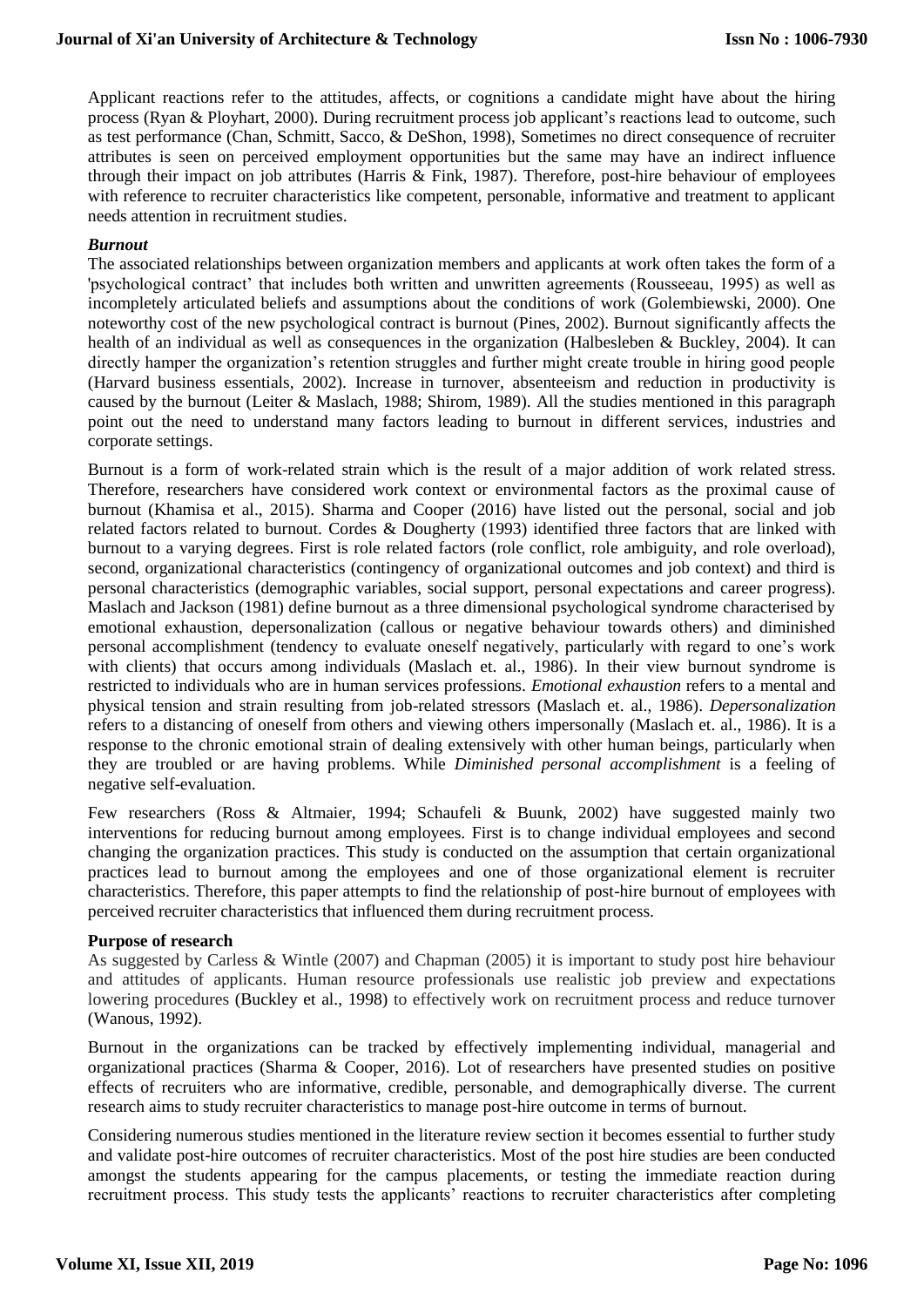Applicant reactions refer to the attitudes, affects, or cognitions a candidate might have about the hiring process (Ryan & Ployhart, 2000). During recruitment process job applicant's reactions lead to outcome, such as test performance (Chan, Schmitt, Sacco, & DeShon, 1998), Sometimes no direct consequence of recruiter attributes is seen on perceived employment opportunities but the same may have an indirect influence through their impact on job attributes (Harris & Fink, 1987). Therefore, post-hire behaviour of employees with reference to recruiter characteristics like competent, personable, informative and treatment to applicant needs attention in recruitment studies.

### *Burnout*

The associated relationships between organization members and applicants at work often takes the form of a 'psychological contract' that includes both written and unwritten agreements (Rousseeau, 1995) as well as incompletely articulated beliefs and assumptions about the conditions of work (Golembiewski, 2000). One noteworthy cost of the new psychological contract is burnout (Pines, 2002). Burnout significantly affects the health of an individual as well as consequences in the organization (Halbesleben & Buckley, 2004). It can directly hamper the organization's retention struggles and further might create trouble in hiring good people (Harvard business essentials, 2002). Increase in turnover, absenteeism and reduction in productivity is caused by the burnout (Leiter & Maslach, 1988; Shirom, 1989). All the studies mentioned in this paragraph point out the need to understand many factors leading to burnout in different services, industries and corporate settings.

Burnout is a form of work-related strain which is the result of a major addition of work related stress. Therefore, researchers have considered work context or environmental factors as the proximal cause of burnout (Khamisa et al., 2015). Sharma and Cooper (2016) have listed out the personal, social and job related factors related to burnout. Cordes & Dougherty (1993) identified three factors that are linked with burnout to a varying degrees. First is role related factors (role conflict, role ambiguity, and role overload), second, organizational characteristics (contingency of organizational outcomes and job context) and third is personal characteristics (demographic variables, social support, personal expectations and career progress). Maslach and Jackson (1981) define burnout as a three dimensional psychological syndrome characterised by emotional exhaustion, depersonalization (callous or negative behaviour towards others) and diminished personal accomplishment (tendency to evaluate oneself negatively, particularly with regard to one's work with clients) that occurs among individuals (Maslach et. al., 1986). In their view burnout syndrome is restricted to individuals who are in human services professions. *Emotional exhaustion* refers to a mental and physical tension and strain resulting from job-related stressors (Maslach et. al., 1986). *Depersonalization* refers to a distancing of oneself from others and viewing others impersonally (Maslach et. al., 1986). It is a response to the chronic emotional strain of dealing extensively with other human beings, particularly when they are troubled or are having problems. While *Diminished personal accomplishment* is a feeling of negative self-evaluation.

Few researchers (Ross & Altmaier, 1994; Schaufeli & Buunk, 2002) have suggested mainly two interventions for reducing burnout among employees. First is to change individual employees and second changing the organization practices. This study is conducted on the assumption that certain organizational practices lead to burnout among the employees and one of those organizational element is recruiter characteristics. Therefore, this paper attempts to find the relationship of post-hire burnout of employees with perceived recruiter characteristics that influenced them during recruitment process.

### **Purpose of research**

As suggested by Carless & Wintle (2007) and Chapman (2005) it is important to study post hire behaviour and attitudes of applicants. Human resource professionals use realistic job preview and expectations lowering procedures (Buckley et al., 1998) to effectively work on recruitment process and reduce turnover (Wanous, 1992).

Burnout in the organizations can be tracked by effectively implementing individual, managerial and organizational practices (Sharma & Cooper, 2016). Lot of researchers have presented studies on positive effects of recruiters who are informative, credible, personable, and demographically diverse. The current research aims to study recruiter characteristics to manage post-hire outcome in terms of burnout.

Considering numerous studies mentioned in the literature review section it becomes essential to further study and validate post-hire outcomes of recruiter characteristics. Most of the post hire studies are been conducted amongst the students appearing for the campus placements, or testing the immediate reaction during recruitment process. This study tests the applicants' reactions to recruiter characteristics after completing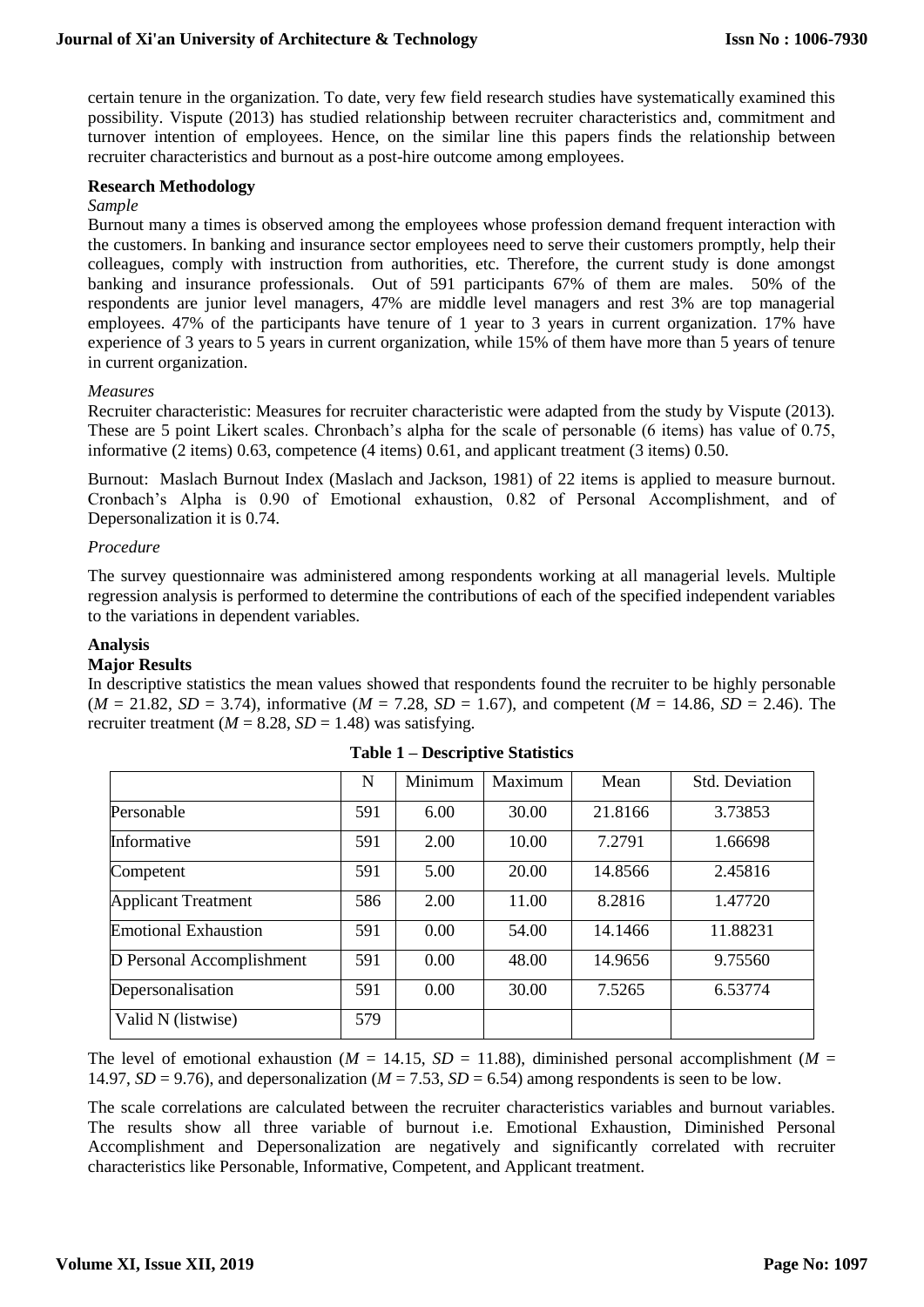certain tenure in the organization. To date, very few field research studies have systematically examined this possibility. Vispute (2013) has studied relationship between recruiter characteristics and, commitment and turnover intention of employees. Hence, on the similar line this papers finds the relationship between recruiter characteristics and burnout as a post-hire outcome among employees.

## Research Methodology

*Sample*

Burnout many a times is observed among the employees whose profession demand frequent interaction with the customers. In banking and insurance sector employees need to serve their customers promptly, help their colleagues, comply with instruction from authorities, etc. Therefore, the current study is done amongst banking and insurance professionals. Out of 591 participants 67% of them are males. 50% of the respondents are junior level managers, 47% are middle level managers and rest 3% are top managerial employees. 47% of the participants have tenure of 1 year to 3 years in current organization. 17% have experience of 3 years to 5 years in current organization, while 15% of them have more than 5 years of tenure in current organization.

*Measures*

Recruiter characteristic: Measures for recruiter characteristic were adapted from the study by Vispute (2013). These are 5 point Likert scales. Chronbach's alpha for the scale of personable (6 items) has value of 0.75, informative (2 items) 0.63, competence (4 items) 0.61, and applicant treatment (3 items) 0.50.

Burnout: Maslach Burnout Index (Maslach and Jackson, 1981) of 22 items is applied to measure burnout. Cronbach's Alpha is 0.90 of Emotional exhaustion, 0.82 of Personal Accomplishment, and of Depersonalization it is 0.74.

*Procedure*

The survey questionnaire was administered among respondents working at all managerial levels. Multiple regression analysis is performed to determine the contributions of each of the specified independent variables to the variations in dependent variables.

## Analysis

### Major Results

In descriptive statistics the mean values showed that respondents found the recruiter to be highly personable ($M$ = 21.82, $SD$ = 3.74), informative ($M$ = 7.28, $SD$ = 1.67), and competent ($M$ = 14.86, $SD$ = 2.46). The recruiter treatment ($M$ = 8.28, $SD$ = 1.48) was satisfying.

**Table 1 – Descriptive Statistics**

| | N | Minimum | Maximum | Mean | Std. Deviation |
|---|---|---|---|---|---|
| Personable | 591 | 6.00 | 30.00 | 21.8166 | 3.73853 |
| Informative | 591 | 2.00 | 10.00 | 7.2791 | 1.66698 |
| Competent | 591 | 5.00 | 20.00 | 14.8566 | 2.45816 |
| Applicant Treatment | 586 | 2.00 | 11.00 | 8.2816 | 1.47720 |
| Emotional Exhaustion | 591 | 0.00 | 54.00 | 14.1466 | 11.88231 |
| D Personal Accomplishment | 591 | 0.00 | 48.00 | 14.9656 | 9.75560 |
| Depersonalisation | 591 | 0.00 | 30.00 | 7.5265 | 6.53774 |
| Valid N (listwise) | 579 | | | | |

The level of emotional exhaustion ($M$ = 14.15, $SD$ = 11.88), diminished personal accomplishment ($M$ = 14.97, $SD$ = 9.76), and depersonalization ($M$ = 7.53, $SD$ = 6.54) among respondents is seen to be low.

The scale correlations are calculated between the recruiter characteristics variables and burnout variables. The results show all three variable of burnout i.e. Emotional Exhaustion, Diminished Personal Accomplishment and Depersonalization are negatively and significantly correlated with recruiter characteristics like Personable, Informative, Competent, and Applicant treatment.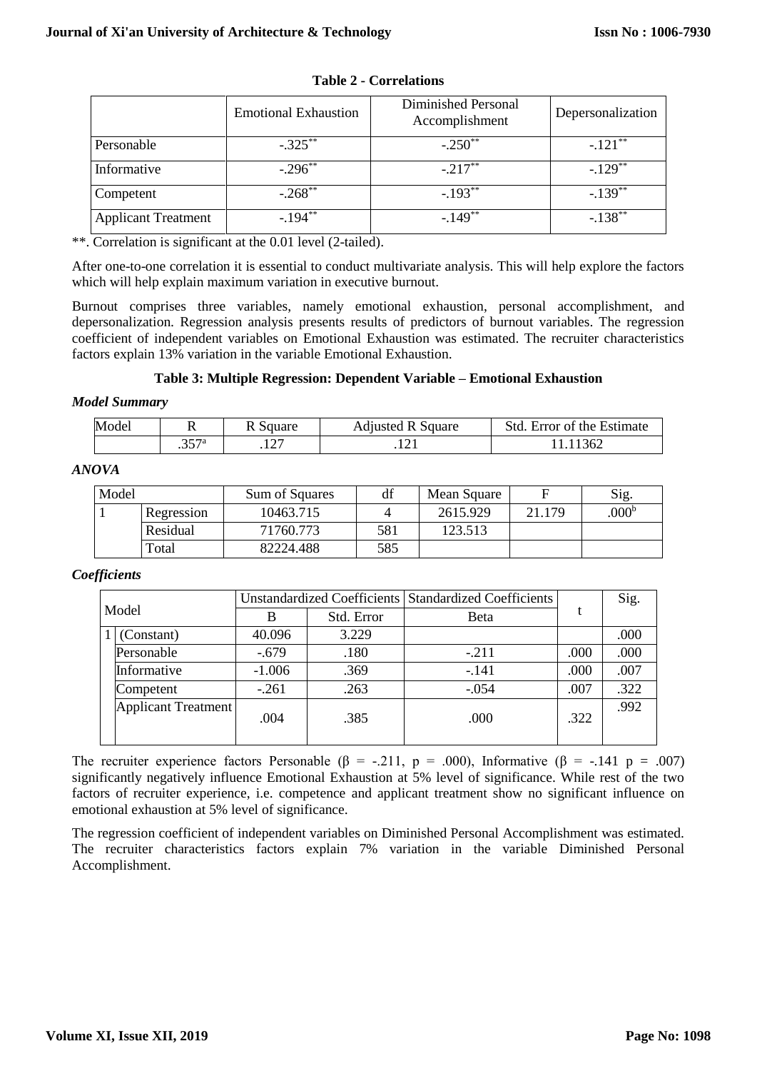**Table 2 - Correlations**

| | Emotional Exhaustion | Diminished Personal Accomplishment | Depersonalization |
|---|---|---|---|
| Personable | -.325** | -.250** | -.121** |
| Informative | -.296** | -.217** | -.129** |
| Competent | -.268** | -.193** | -.139** |
| Applicant Treatment | -.194** | -.149** | -.138** |

**. Correlation is significant at the 0.01 level (2-tailed).

After one-to-one correlation it is essential to conduct multivariate analysis. This will help explore the factors which will help explain maximum variation in executive burnout.

Burnout comprises three variables, namely emotional exhaustion, personal accomplishment, and depersonalization. Regression analysis presents results of predictors of burnout variables. The regression coefficient of independent variables on Emotional Exhaustion was estimated. The recruiter characteristics factors explain 13% variation in the variable Emotional Exhaustion.

**Table 3: Multiple Regression: Dependent Variable – Emotional Exhaustion**

***Model Summary***

| Model | R | R Square | Adjusted R Square | Std. Error of the Estimate |
|---|---|---|---|---|
| | .357[a] | .127 | .121 | 11.11362 |

***ANOVA***

| Model | | Sum of Squares | df | Mean Square | F | Sig. |
|---|---|---|---|---|---|---|
| 1 | Regression | 10463.715 | 4 | 2615.929 | 21.179 | .000[b] |
| | Residual | 71760.773 | 581 | 123.513 | | |
| | Total | 82224.488 | 585 | | | |

***Coefficients***

| Model | | Unstandardized Coefficients | | Standardized Coefficients | t | Sig. |
|---|---|---|---|---|---|---|
| | | B | Std. Error | Beta | | |
| 1 | (Constant) | 40.096 | 3.229 | | | .000 |
| | Personable | -.679 | .180 | -.211 | .000 | .000 |
| | Informative | -1.006 | .369 | -.141 | .000 | .007 |
| | Competent | -.261 | .263 | -.054 | .007 | .322 |
| | Applicant Treatment | .004 | .385 | .000 | .322 | .992 |

The recruiter experience factors Personable ($\beta$ = -.211, p = .000), Informative ($\beta$ = -.141 p = .007) significantly negatively influence Emotional Exhaustion at 5% level of significance. While rest of the two factors of recruiter experience, i.e. competence and applicant treatment show no significant influence on emotional exhaustion at 5% level of significance.

The regression coefficient of independent variables on Diminished Personal Accomplishment was estimated. The recruiter characteristics factors explain 7% variation in the variable Diminished Personal Accomplishment.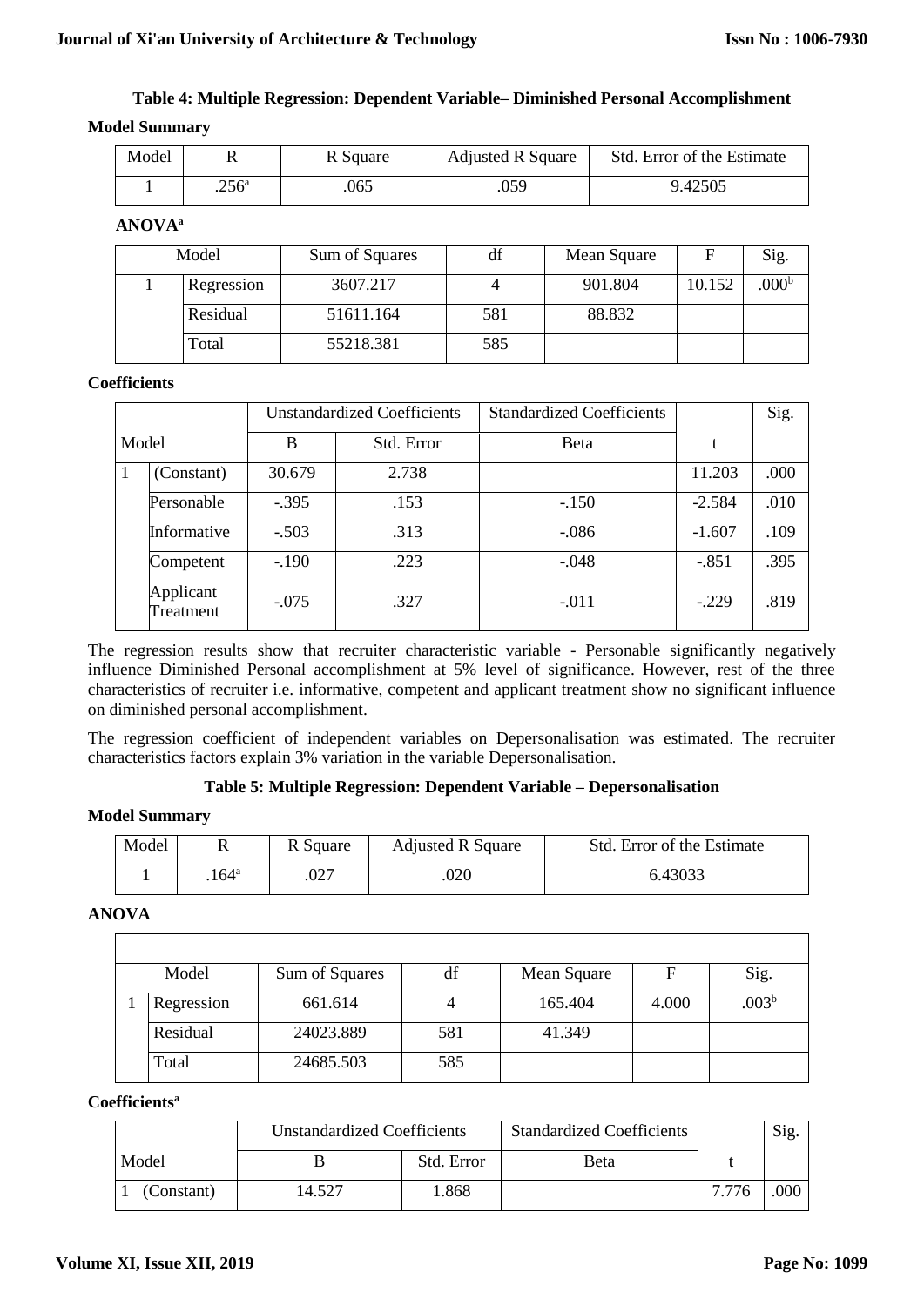**Table 4: Multiple Regression: Dependent Variable– Diminished Personal Accomplishment**

**Model Summary**

| Model | R | R Square | Adjusted R Square | Std. Error of the Estimate |
|---|---|---|---|---|
| 1 | .256[a] | .065 | .059 | 9.42505 |

**ANOVA[a]**

| Model | | Sum of Squares | df | Mean Square | F | Sig. |
|---|---|---|---|---|---|---|
| 1 | Regression | 3607.217 | 4 | 901.804 | 10.152 | .000[b] |
| | Residual | 51611.164 | 581 | 88.832 | | |
| | Total | 55218.381 | 585 | | | |

**Coefficients**

| Model | | Unstandardized Coefficients | | Standardized Coefficients | | Sig. |
|---|---|---|---|---|---|---|
| | | B | Std. Error | Beta | t | |
| 1 | (Constant) | 30.679 | 2.738 | | 11.203 | .000 |
| | Personable | -.395 | .153 | -.150 | -2.584 | .010 |
| | Informative | -.503 | .313 | -.086 | -1.607 | .109 |
| | Competent | -.190 | .223 | -.048 | -.851 | .395 |
| | Applicant Treatment | -.075 | .327 | -.011 | -.229 | .819 |

The regression results show that recruiter characteristic variable - Personable significantly negatively influence Diminished Personal accomplishment at 5% level of significance. However, rest of the three characteristics of recruiter i.e. informative, competent and applicant treatment show no significant influence on diminished personal accomplishment.

The regression coefficient of independent variables on Depersonalisation was estimated. The recruiter characteristics factors explain 3% variation in the variable Depersonalisation.

**Table 5: Multiple Regression: Dependent Variable – Depersonalisation**

**Model Summary**

| Model | R | R Square | Adjusted R Square | Std. Error of the Estimate |
|---|---|---|---|---|
| 1 | .164[a] | .027 | .020 | 6.43033 |

**ANOVA**

| Model | | Sum of Squares | df | Mean Square | F | Sig. |
|---|---|---|---|---|---|---|
| 1 | Regression | 661.614 | 4 | 165.404 | 4.000 | .003[b] |
| | Residual | 24023.889 | 581 | 41.349 | | |
| | Total | 24685.503 | 585 | | | |

**Coefficients[a]**

| Model | | Unstandardized Coefficients | | Standardized Coefficients | | Sig. |
|---|---|---|---|---|---|---|
| | | B | Std. Error | Beta | t | |
| 1 | (Constant) | 14.527 | 1.868 | | 7.776 | .000 |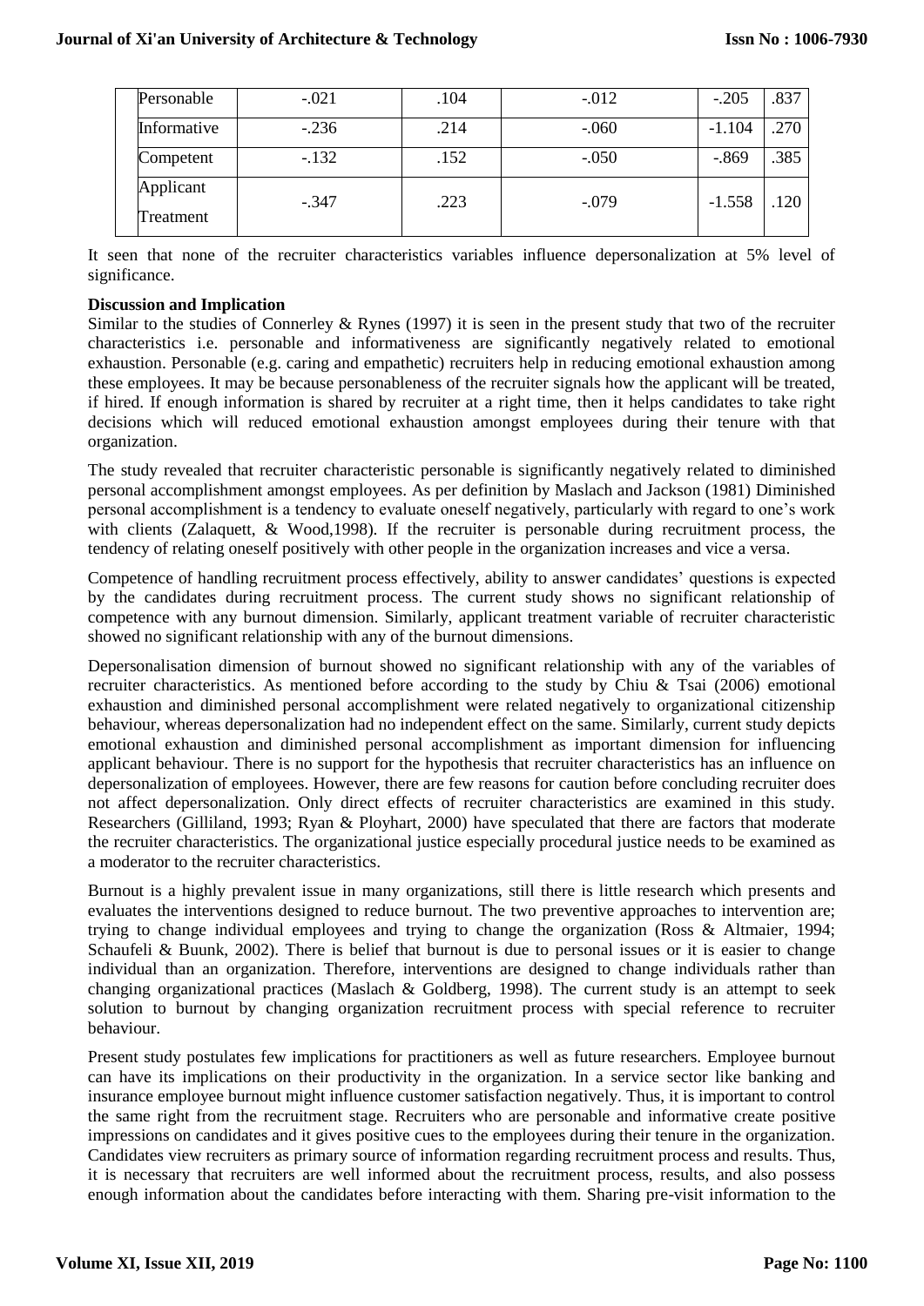| Personable | -.021 | .104 | -.012 | -.205 | .837 |
|---|---|---|---|---|---|
| Informative | -.236 | .214 | -.060 | -1.104 | .270 |
| Competent | -.132 | .152 | -.050 | -.869 | .385 |
| Applicant Treatment | -.347 | .223 | -.079 | -1.558 | .120 |

It seen that none of the recruiter characteristics variables influence depersonalization at 5% level of significance.

**Discussion and Implication**

Similar to the studies of Connerley & Rynes (1997) it is seen in the present study that two of the recruiter characteristics i.e. personable and informativeness are significantly negatively related to emotional exhaustion. Personable (e.g. caring and empathetic) recruiters help in reducing emotional exhaustion among these employees. It may be because personableness of the recruiter signals how the applicant will be treated, if hired. If enough information is shared by recruiter at a right time, then it helps candidates to take right decisions which will reduced emotional exhaustion amongst employees during their tenure with that organization.

The study revealed that recruiter characteristic personable is significantly negatively related to diminished personal accomplishment amongst employees. As per definition by Maslach and Jackson (1981) Diminished personal accomplishment is a tendency to evaluate oneself negatively, particularly with regard to one's work with clients (Zalaquett, & Wood,1998). If the recruiter is personable during recruitment process, the tendency of relating oneself positively with other people in the organization increases and vice a versa.

Competence of handling recruitment process effectively, ability to answer candidates' questions is expected by the candidates during recruitment process. The current study shows no significant relationship of competence with any burnout dimension. Similarly, applicant treatment variable of recruiter characteristic showed no significant relationship with any of the burnout dimensions.

Depersonalisation dimension of burnout showed no significant relationship with any of the variables of recruiter characteristics. As mentioned before according to the study by Chiu & Tsai (2006) emotional exhaustion and diminished personal accomplishment were related negatively to organizational citizenship behaviour, whereas depersonalization had no independent effect on the same. Similarly, current study depicts emotional exhaustion and diminished personal accomplishment as important dimension for influencing applicant behaviour. There is no support for the hypothesis that recruiter characteristics has an influence on depersonalization of employees. However, there are few reasons for caution before concluding recruiter does not affect depersonalization. Only direct effects of recruiter characteristics are examined in this study. Researchers (Gilliland, 1993; Ryan & Ployhart, 2000) have speculated that there are factors that moderate the recruiter characteristics. The organizational justice especially procedural justice needs to be examined as a moderator to the recruiter characteristics.

Burnout is a highly prevalent issue in many organizations, still there is little research which presents and evaluates the interventions designed to reduce burnout. The two preventive approaches to intervention are; trying to change individual employees and trying to change the organization (Ross & Altmaier, 1994; Schaufeli & Buunk, 2002). There is belief that burnout is due to personal issues or it is easier to change individual than an organization. Therefore, interventions are designed to change individuals rather than changing organizational practices (Maslach & Goldberg, 1998). The current study is an attempt to seek solution to burnout by changing organization recruitment process with special reference to recruiter behaviour.

Present study postulates few implications for practitioners as well as future researchers. Employee burnout can have its implications on their productivity in the organization. In a service sector like banking and insurance employee burnout might influence customer satisfaction negatively. Thus, it is important to control the same right from the recruitment stage. Recruiters who are personable and informative create positive impressions on candidates and it gives positive cues to the employees during their tenure in the organization. Candidates view recruiters as primary source of information regarding recruitment process and results. Thus, it is necessary that recruiters are well informed about the recruitment process, results, and also possess enough information about the candidates before interacting with them. Sharing pre-visit information to the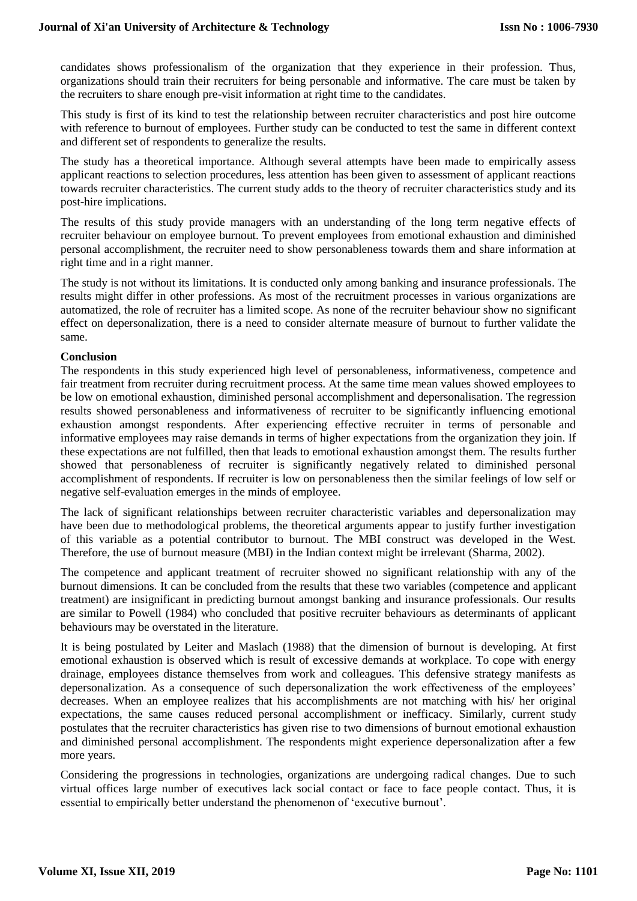candidates shows professionalism of the organization that they experience in their profession. Thus, organizations should train their recruiters for being personable and informative. The care must be taken by the recruiters to share enough pre-visit information at right time to the candidates.

This study is first of its kind to test the relationship between recruiter characteristics and post hire outcome with reference to burnout of employees. Further study can be conducted to test the same in different context and different set of respondents to generalize the results.

The study has a theoretical importance. Although several attempts have been made to empirically assess applicant reactions to selection procedures, less attention has been given to assessment of applicant reactions towards recruiter characteristics. The current study adds to the theory of recruiter characteristics study and its post-hire implications.

The results of this study provide managers with an understanding of the long term negative effects of recruiter behaviour on employee burnout. To prevent employees from emotional exhaustion and diminished personal accomplishment, the recruiter need to show personableness towards them and share information at right time and in a right manner.

The study is not without its limitations. It is conducted only among banking and insurance professionals. The results might differ in other professions. As most of the recruitment processes in various organizations are automatized, the role of recruiter has a limited scope. As none of the recruiter behaviour show no significant effect on depersonalization, there is a need to consider alternate measure of burnout to further validate the same.

**Conclusion**

The respondents in this study experienced high level of personableness, informativeness, competence and fair treatment from recruiter during recruitment process. At the same time mean values showed employees to be low on emotional exhaustion, diminished personal accomplishment and depersonalisation. The regression results showed personableness and informativeness of recruiter to be significantly influencing emotional exhaustion amongst respondents. After experiencing effective recruiter in terms of personable and informative employees may raise demands in terms of higher expectations from the organization they join. If these expectations are not fulfilled, then that leads to emotional exhaustion amongst them. The results further showed that personableness of recruiter is significantly negatively related to diminished personal accomplishment of respondents. If recruiter is low on personableness then the similar feelings of low self or negative self-evaluation emerges in the minds of employee.

The lack of significant relationships between recruiter characteristic variables and depersonalization may have been due to methodological problems, the theoretical arguments appear to justify further investigation of this variable as a potential contributor to burnout. The MBI construct was developed in the West. Therefore, the use of burnout measure (MBI) in the Indian context might be irrelevant (Sharma, 2002).

The competence and applicant treatment of recruiter showed no significant relationship with any of the burnout dimensions. It can be concluded from the results that these two variables (competence and applicant treatment) are insignificant in predicting burnout amongst banking and insurance professionals. Our results are similar to Powell (1984) who concluded that positive recruiter behaviours as determinants of applicant behaviours may be overstated in the literature.

It is being postulated by Leiter and Maslach (1988) that the dimension of burnout is developing. At first emotional exhaustion is observed which is result of excessive demands at workplace. To cope with energy drainage, employees distance themselves from work and colleagues. This defensive strategy manifests as depersonalization. As a consequence of such depersonalization the work effectiveness of the employees' decreases. When an employee realizes that his accomplishments are not matching with his/ her original expectations, the same causes reduced personal accomplishment or inefficacy. Similarly, current study postulates that the recruiter characteristics has given rise to two dimensions of burnout emotional exhaustion and diminished personal accomplishment. The respondents might experience depersonalization after a few more years.

Considering the progressions in technologies, organizations are undergoing radical changes. Due to such virtual offices large number of executives lack social contact or face to face people contact. Thus, it is essential to empirically better understand the phenomenon of 'executive burnout'.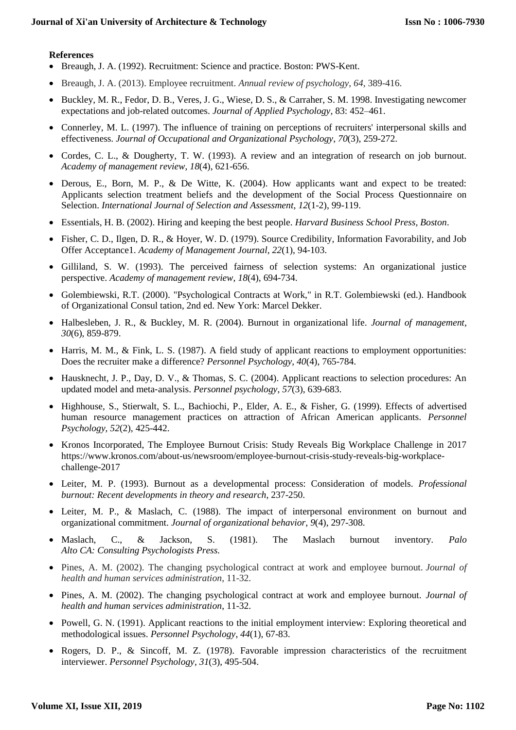**References**

- Breaugh, J. A. (1992). Recruitment: Science and practice. Boston: PWS-Kent.
- Breaugh, J. A. (2013). Employee recruitment. *Annual review of psychology*, *64*, 389-416.
- Buckley, M. R., Fedor, D. B., Veres, J. G., Wiese, D. S., & Carraher, S. M. 1998. Investigating newcomer expectations and job-related outcomes. *Journal of Applied Psychology*, 83: 452–461.
- Connerley, M. L. (1997). The influence of training on perceptions of recruiters' interpersonal skills and effectiveness. *Journal of Occupational and Organizational Psychology*, *70*(3), 259-272.
- Cordes, C. L., & Dougherty, T. W. (1993). A review and an integration of research on job burnout. *Academy of management review*, *18*(4), 621-656.
- Derous, E., Born, M. P., & De Witte, K. (2004). How applicants want and expect to be treated: Applicants selection treatment beliefs and the development of the Social Process Questionnaire on Selection. *International Journal of Selection and Assessment*, *12*(1-2), 99-119.
- Essentials, H. B. (2002). Hiring and keeping the best people. *Harvard Business School Press, Boston*.
- Fisher, C. D., Ilgen, D. R., & Hoyer, W. D. (1979). Source Credibility, Information Favorability, and Job Offer Acceptance1. *Academy of Management Journal*, *22*(1), 94-103.
- Gilliland, S. W. (1993). The perceived fairness of selection systems: An organizational justice perspective. *Academy of management review*, *18*(4), 694-734.
- Golembiewski, R.T. (2000). "Psychological Contracts at Work," in R.T. Golembiewski (ed.). Handbook of Organizational Consul tation, 2nd ed. New York: Marcel Dekker.
- Halbesleben, J. R., & Buckley, M. R. (2004). Burnout in organizational life. *Journal of management*, *30*(6), 859-879.
- Harris, M. M., & Fink, L. S. (1987). A field study of applicant reactions to employment opportunities: Does the recruiter make a difference? *Personnel Psychology*, *40*(4), 765-784.
- Hausknecht, J. P., Day, D. V., & Thomas, S. C. (2004). Applicant reactions to selection procedures: An updated model and meta-analysis. *Personnel psychology*, *57*(3), 639-683.
- Highhouse, S., Stierwalt, S. L., Bachiochi, P., Elder, A. E., & Fisher, G. (1999). Effects of advertised human resource management practices on attraction of African American applicants. *Personnel Psychology*, *52*(2), 425-442.
- Kronos Incorporated, The Employee Burnout Crisis: Study Reveals Big Workplace Challenge in 2017 https://www.kronos.com/about-us/newsroom/employee-burnout-crisis-study-reveals-big-workplace-challenge-2017
- Leiter, M. P. (1993). Burnout as a developmental process: Consideration of models. *Professional burnout: Recent developments in theory and research*, 237-250.
- Leiter, M. P., & Maslach, C. (1988). The impact of interpersonal environment on burnout and organizational commitment. *Journal of organizational behavior*, *9*(4), 297-308.
- Maslach, C., & Jackson, S. (1981). The Maslach burnout inventory. *Palo Alto CA: Consulting Psychologists Press.*
- Pines, A. M. (2002). The changing psychological contract at work and employee burnout. *Journal of health and human services administration*, 11-32.
- Pines, A. M. (2002). The changing psychological contract at work and employee burnout. *Journal of health and human services administration*, 11-32.
- Powell, G. N. (1991). Applicant reactions to the initial employment interview: Exploring theoretical and methodological issues. *Personnel Psychology*, *44*(1), 67-83.
- Rogers, D. P., & Sincoff, M. Z. (1978). Favorable impression characteristics of the recruitment interviewer. *Personnel Psychology*, *31*(3), 495-504.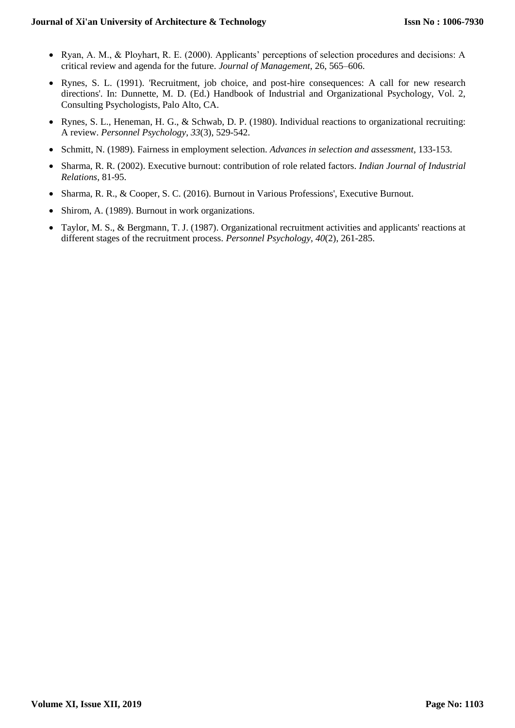- Ryan, A. M., & Ployhart, R. E. (2000). Applicants' perceptions of selection procedures and decisions: A critical review and agenda for the future. *Journal of Management*, 26, 565–606.
- Rynes, S. L. (1991). 'Recruitment, job choice, and post-hire consequences: A call for new research directions'. In: Dunnette, M. D. (Ed.) Handbook of Industrial and Organizational Psychology, Vol. 2, Consulting Psychologists, Palo Alto, CA.
- Rynes, S. L., Heneman, H. G., & Schwab, D. P. (1980). Individual reactions to organizational recruiting: A review. *Personnel Psychology*, *33*(3), 529-542.
- Schmitt, N. (1989). Fairness in employment selection. *Advances in selection and assessment*, 133-153.
- Sharma, R. R. (2002). Executive burnout: contribution of role related factors. *Indian Journal of Industrial Relations*, 81-95.
- Sharma, R. R., & Cooper, S. C. (2016). Burnout in Various Professions', Executive Burnout.
- Shirom, A. (1989). Burnout in work organizations.
- Taylor, M. S., & Bergmann, T. J. (1987). Organizational recruitment activities and applicants' reactions at different stages of the recruitment process. *Personnel Psychology*, *40*(2), 261-285.